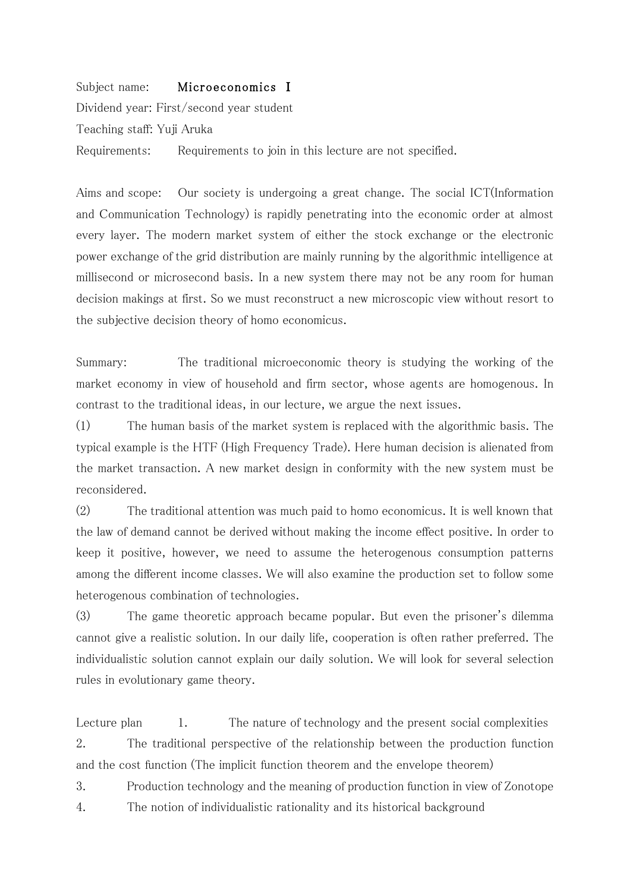Subject name: **Microeconomics Ⅰ**

Dividend year: First/second year student

Teaching staff: Yuji Aruka

Requirements: Requirements to join in this lecture are not specified.

Aims and scope: Our society is undergoing a great change. The social ICT(Information and Communication Technology) is rapidly penetrating into the economic order at almost every layer. The modern market system of either the stock exchange or the electronic power exchange of the grid distribution are mainly running by the algorithmic intelligence at millisecond or microsecond basis. In a new system there may not be any room for human decision makings at first. So we must reconstruct a new microscopic view without resort to the subjective decision theory of homo economicus.

Summary: The traditional microeconomic theory is studying the working of the market economy in view of household and firm sector, whose agents are homogenous. In contrast to the traditional ideas, in our lecture, we argue the next issues.

(1) The human basis of the market system is replaced with the algorithmic basis. The typical example is the HTF (High Frequency Trade). Here human decision is alienated from the market transaction. A new market design in conformity with the new system must be reconsidered.

(2) The traditional attention was much paid to homo economicus. It is well known that the law of demand cannot be derived without making the income effect positive. In order to keep it positive, however, we need to assume the heterogenous consumption patterns among the different income classes. We will also examine the production set to follow some heterogenous combination of technologies.

(3) The game theoretic approach became popular. But even the prisoner's dilemma cannot give a realistic solution. In our daily life, cooperation is often rather preferred. The individualistic solution cannot explain our daily solution. We will look for several selection rules in evolutionary game theory.

Lecture plan

1. The nature of technology and the present social complexities
2. The traditional perspective of the relationship between the production function and the cost function (The implicit function theorem and the envelope theorem)
3. Production technology and the meaning of production function in view of Zonotope
4. The notion of individualistic rationality and its historical background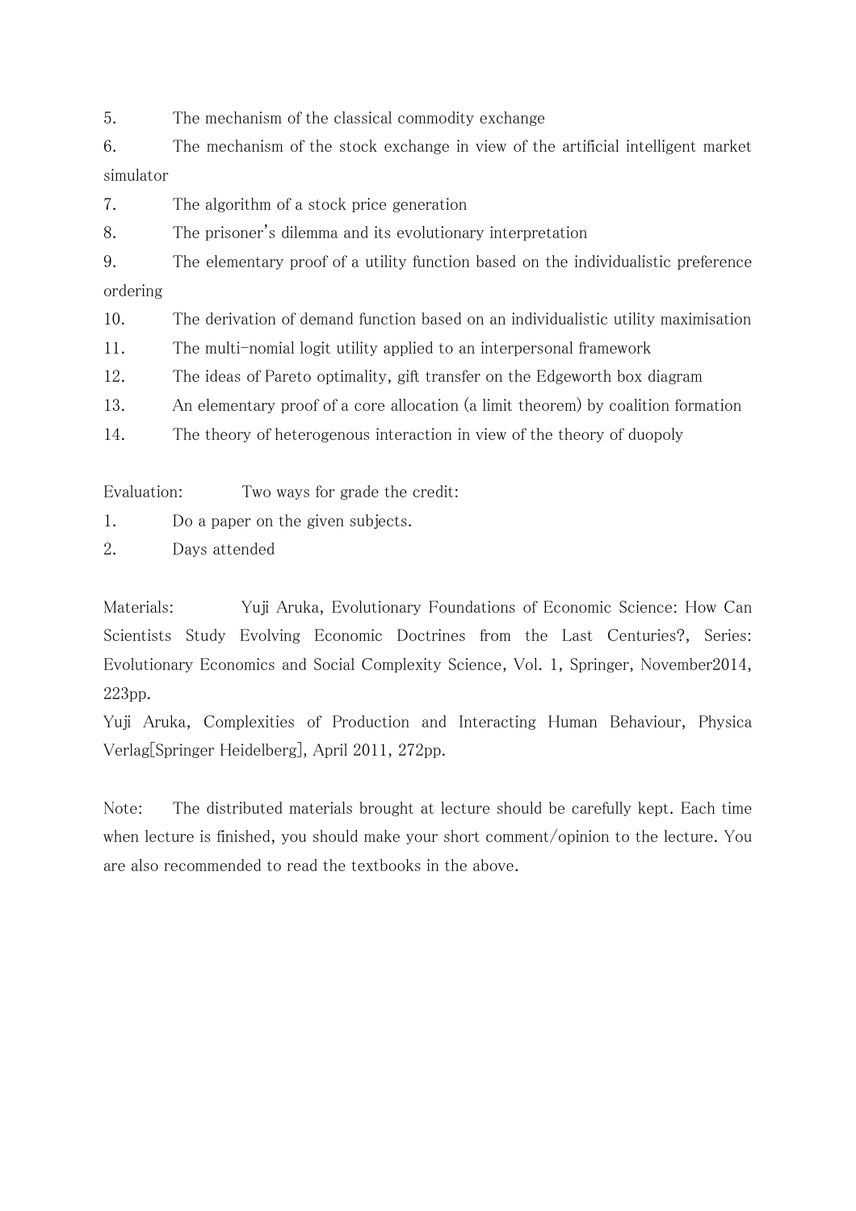5. The mechanism of the classical commodity exchange
6. The mechanism of the stock exchange in view of the artificial intelligent market simulator
7. The algorithm of a stock price generation
8. The prisoner's dilemma and its evolutionary interpretation
9. The elementary proof of a utility function based on the individualistic preference ordering
10. The derivation of demand function based on an individualistic utility maximisation
11. The multi-nomial logit utility applied to an interpersonal framework
12. The ideas of Pareto optimality, gift transfer on the Edgeworth box diagram
13. An elementary proof of a core allocation (a limit theorem) by coalition formation
14. The theory of heterogenous interaction in view of the theory of duopoly

Evaluation: Two ways for grade the credit:

1. Do a paper on the given subjects.
2. Days attended

Materials: Yuji Aruka, Evolutionary Foundations of Economic Science: How Can Scientists Study Evolving Economic Doctrines from the Last Centuries?, Series: Evolutionary Economics and Social Complexity Science, Vol. 1, Springer, November2014, 223pp.

Yuji Aruka, Complexities of Production and Interacting Human Behaviour, Physica Verlag[Springer Heidelberg], April 2011, 272pp.

Note: The distributed materials brought at lecture should be carefully kept. Each time when lecture is finished, you should make your short comment/opinion to the lecture. You are also recommended to read the textbooks in the above.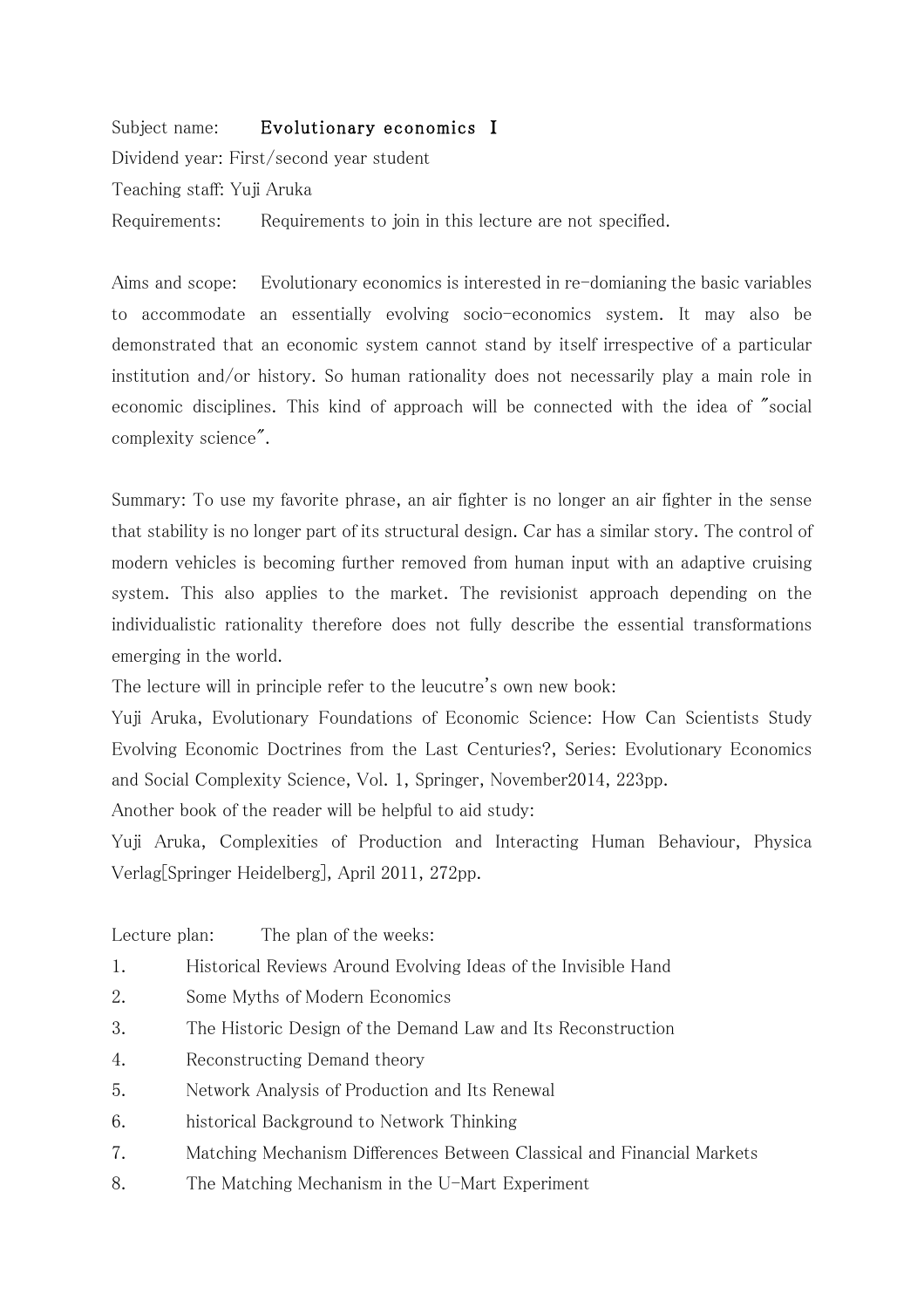Subject name: **Evolutionary economics Ⅰ**

Dividend year: First/second year student

Teaching staff: Yuji Aruka

Requirements: Requirements to join in this lecture are not specified.

Aims and scope: Evolutionary economics is interested in re-domianing the basic variables to accommodate an essentially evolving socio-economics system. It may also be demonstrated that an economic system cannot stand by itself irrespective of a particular institution and/or history. So human rationality does not necessarily play a main role in economic disciplines. This kind of approach will be connected with the idea of ″social complexity science″.

Summary: To use my favorite phrase, an air fighter is no longer an air fighter in the sense that stability is no longer part of its structural design. Car has a similar story. The control of modern vehicles is becoming further removed from human input with an adaptive cruising system. This also applies to the market. The revisionist approach depending on the individualistic rationality therefore does not fully describe the essential transformations emerging in the world.

The lecture will in principle refer to the leucutre's own new book:

Yuji Aruka, Evolutionary Foundations of Economic Science: How Can Scientists Study Evolving Economic Doctrines from the Last Centuries?, Series: Evolutionary Economics and Social Complexity Science, Vol. 1, Springer, November2014, 223pp.

Another book of the reader will be helpful to aid study:

Yuji Aruka, Complexities of Production and Interacting Human Behaviour, Physica Verlag[Springer Heidelberg], April 2011, 272pp.

Lecture plan: The plan of the weeks:

1. Historical Reviews Around Evolving Ideas of the Invisible Hand
2. Some Myths of Modern Economics
3. The Historic Design of the Demand Law and Its Reconstruction
4. Reconstructing Demand theory
5. Network Analysis of Production and Its Renewal
6. historical Background to Network Thinking
7. Matching Mechanism Differences Between Classical and Financial Markets
8. The Matching Mechanism in the U-Mart Experiment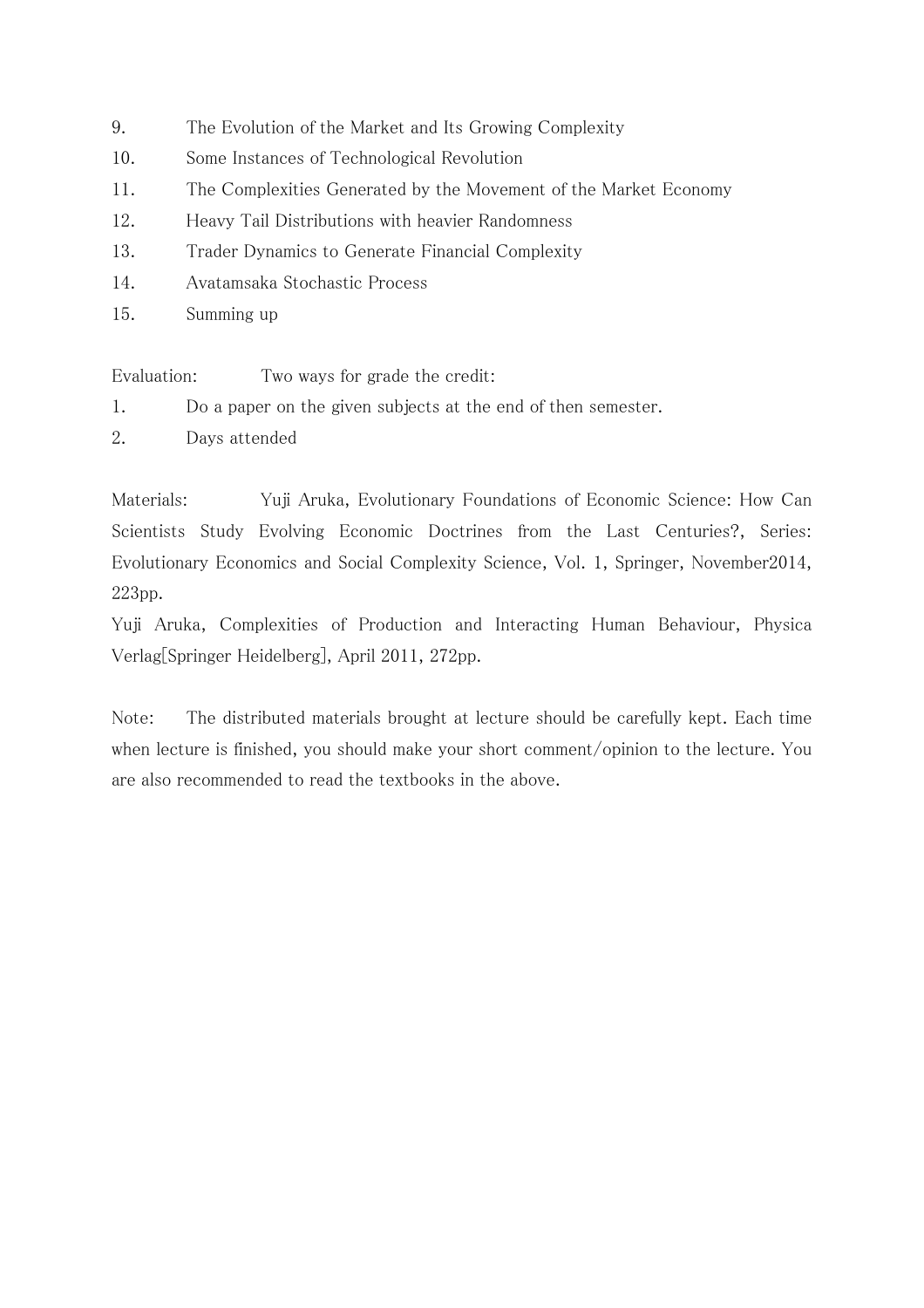9. The Evolution of the Market and Its Growing Complexity
10. Some Instances of Technological Revolution
11. The Complexities Generated by the Movement of the Market Economy
12. Heavy Tail Distributions with heavier Randomness
13. Trader Dynamics to Generate Financial Complexity
14. Avatamsaka Stochastic Process
15. Summing up

Evaluation: Two ways for grade the credit:

1. Do a paper on the given subjects at the end of then semester.
2. Days attended

Materials: Yuji Aruka, Evolutionary Foundations of Economic Science: How Can Scientists Study Evolving Economic Doctrines from the Last Centuries?, Series: Evolutionary Economics and Social Complexity Science, Vol. 1, Springer, November2014, 223pp.

Yuji Aruka, Complexities of Production and Interacting Human Behaviour, Physica Verlag[Springer Heidelberg], April 2011, 272pp.

Note: The distributed materials brought at lecture should be carefully kept. Each time when lecture is finished, you should make your short comment/opinion to the lecture. You are also recommended to read the textbooks in the above.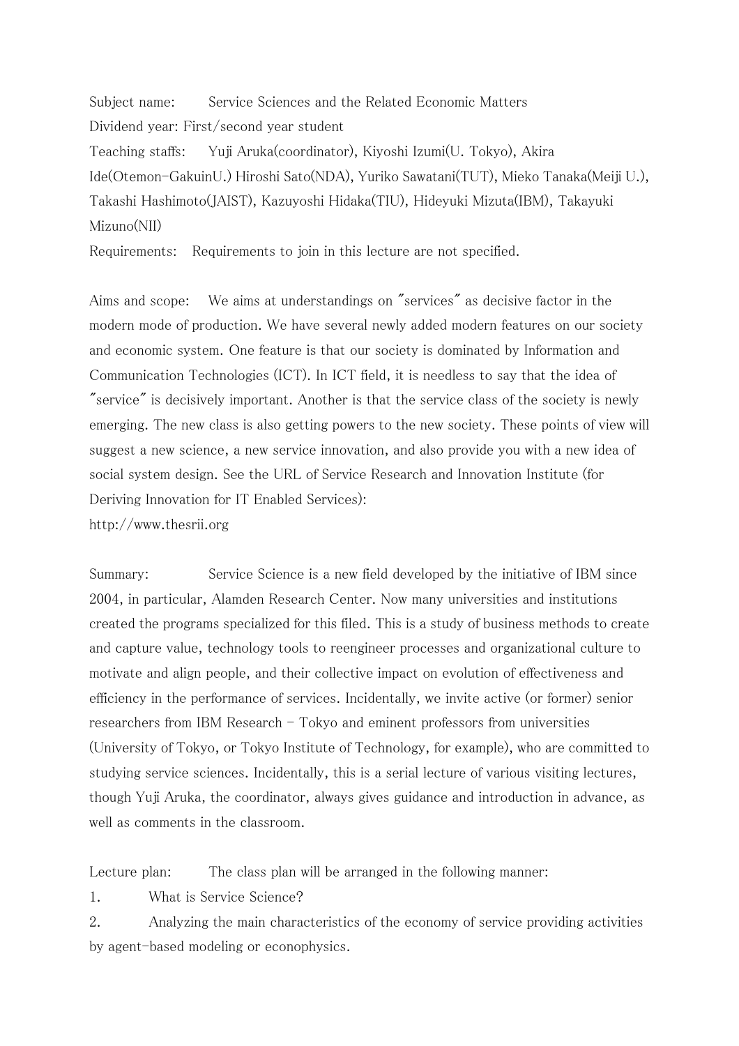Subject name: Service Sciences and the Related Economic Matters

Dividend year: First/second year student

Teaching staffs: Yuji Aruka(coordinator), Kiyoshi Izumi(U. Tokyo), Akira Ide(Otemon-GakuinU.) Hiroshi Sato(NDA), Yuriko Sawatani(TUT), Mieko Tanaka(Meiji U.), Takashi Hashimoto(JAIST), Kazuyoshi Hidaka(TIU), Hideyuki Mizuta(IBM), Takayuki Mizuno(NII)

Requirements: Requirements to join in this lecture are not specified.

Aims and scope: We aims at understandings on "services" as decisive factor in the modern mode of production. We have several newly added modern features on our society and economic system. One feature is that our society is dominated by Information and Communication Technologies (ICT). In ICT field, it is needless to say that the idea of "service" is decisively important. Another is that the service class of the society is newly emerging. The new class is also getting powers to the new society. These points of view will suggest a new science, a new service innovation, and also provide you with a new idea of social system design. See the URL of Service Research and Innovation Institute (for Deriving Innovation for IT Enabled Services):
http://www.thesrii.org

Summary: Service Science is a new field developed by the initiative of IBM since 2004, in particular, Alamden Research Center. Now many universities and institutions created the programs specialized for this filed. This is a study of business methods to create and capture value, technology tools to reengineer processes and organizational culture to motivate and align people, and their collective impact on evolution of effectiveness and efficiency in the performance of services. Incidentally, we invite active (or former) senior researchers from IBM Research – Tokyo and eminent professors from universities (University of Tokyo, or Tokyo Institute of Technology, for example), who are committed to studying service sciences. Incidentally, this is a serial lecture of various visiting lectures, though Yuji Aruka, the coordinator, always gives guidance and introduction in advance, as well as comments in the classroom.

Lecture plan: The class plan will be arranged in the following manner:

1. What is Service Science?
2. Analyzing the main characteristics of the economy of service providing activities by agent-based modeling or econophysics.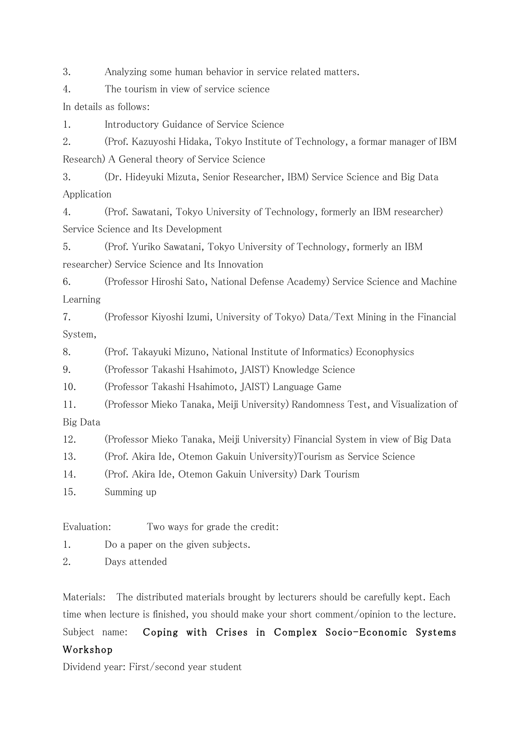3. Analyzing some human behavior in service related matters.
4. The tourism in view of service science

In details as follows:

1. Introductory Guidance of Service Science
2. (Prof. Kazuyoshi Hidaka, Tokyo Institute of Technology, a formar manager of IBM Research) A General theory of Service Science
3. (Dr. Hideyuki Mizuta, Senior Researcher, IBM) Service Science and Big Data Application
4. (Prof. Sawatani, Tokyo University of Technology, formerly an IBM researcher) Service Science and Its Development
5. (Prof. Yuriko Sawatani, Tokyo University of Technology, formerly an IBM researcher) Service Science and Its Innovation
6. (Professor Hiroshi Sato, National Defense Academy) Service Science and Machine Learning
7. (Professor Kiyoshi Izumi, University of Tokyo) Data/Text Mining in the Financial System,
8. (Prof. Takayuki Mizuno, National Institute of Informatics) Econophysics
9. (Professor Takashi Hsahimoto, JAIST) Knowledge Science
10. (Professor Takashi Hsahimoto, JAIST) Language Game
11. (Professor Mieko Tanaka, Meiji University) Randomness Test, and Visualization of Big Data
12. (Professor Mieko Tanaka, Meiji University) Financial System in view of Big Data
13. (Prof. Akira Ide, Otemon Gakuin University)Tourism as Service Science
14. (Prof. Akira Ide, Otemon Gakuin University) Dark Tourism
15. Summing up

Evaluation: Two ways for grade the credit:

1. Do a paper on the given subjects.
2. Days attended

Materials: The distributed materials brought by lecturers should be carefully kept. Each time when lecture is finished, you should make your short comment/opinion to the lecture.

Subject name: **Coping with Crises in Complex Socio-Economic Systems Workshop**

Dividend year: First/second year student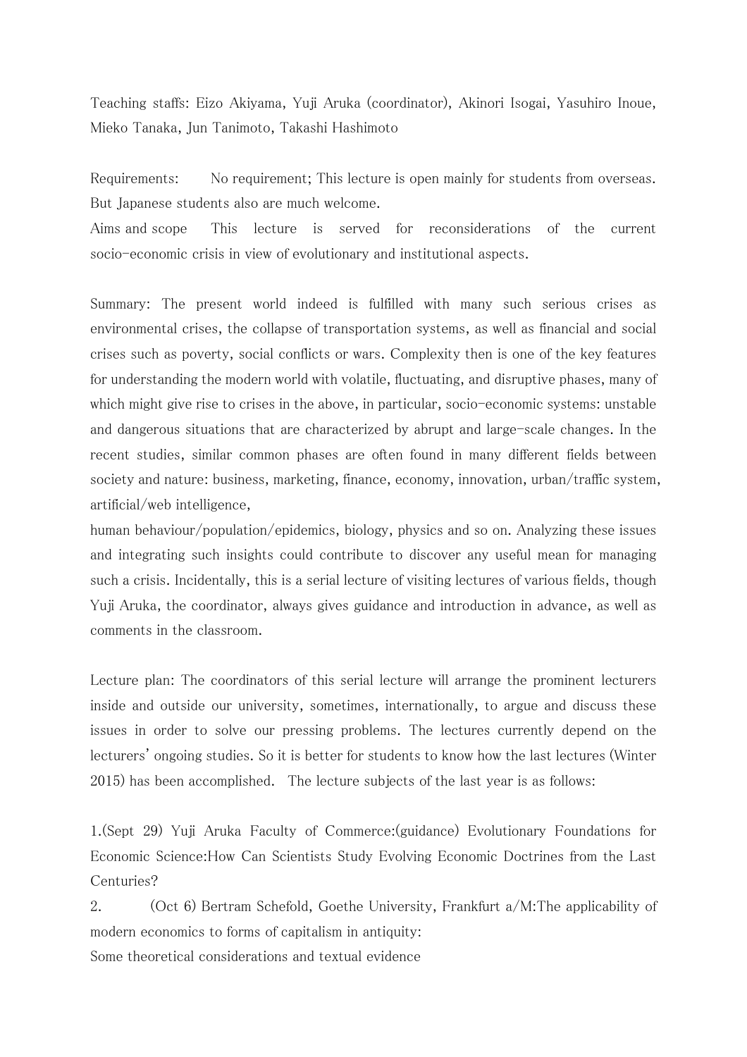Teaching staffs: Eizo Akiyama, Yuji Aruka (coordinator), Akinori Isogai, Yasuhiro Inoue, Mieko Tanaka, Jun Tanimoto, Takashi Hashimoto

Requirements: No requirement; This lecture is open mainly for students from overseas. But Japanese students also are much welcome.

Aims and scope This lecture is served for reconsiderations of the current socio-economic crisis in view of evolutionary and institutional aspects.

Summary: The present world indeed is fulfilled with many such serious crises as environmental crises, the collapse of transportation systems, as well as financial and social crises such as poverty, social conflicts or wars. Complexity then is one of the key features for understanding the modern world with volatile, fluctuating, and disruptive phases, many of which might give rise to crises in the above, in particular, socio-economic systems: unstable and dangerous situations that are characterized by abrupt and large-scale changes. In the recent studies, similar common phases are often found in many different fields between society and nature: business, marketing, finance, economy, innovation, urban/traffic system, artificial/web intelligence,
human behaviour/population/epidemics, biology, physics and so on. Analyzing these issues and integrating such insights could contribute to discover any useful mean for managing such a crisis. Incidentally, this is a serial lecture of visiting lectures of various fields, though Yuji Aruka, the coordinator, always gives guidance and introduction in advance, as well as comments in the classroom.

Lecture plan: The coordinators of this serial lecture will arrange the prominent lecturers inside and outside our university, sometimes, internationally, to argue and discuss these issues in order to solve our pressing problems. The lectures currently depend on the lecturers' ongoing studies. So it is better for students to know how the last lectures (Winter 2015) has been accomplished. The lecture subjects of the last year is as follows:

1.(Sept 29) Yuji Aruka Faculty of Commerce:(guidance) Evolutionary Foundations for Economic Science:How Can Scientists Study Evolving Economic Doctrines from the Last Centuries?
2. (Oct 6) Bertram Schefold, Goethe University, Frankfurt a/M:The applicability of modern economics to forms of capitalism in antiquity:
Some theoretical considerations and textual evidence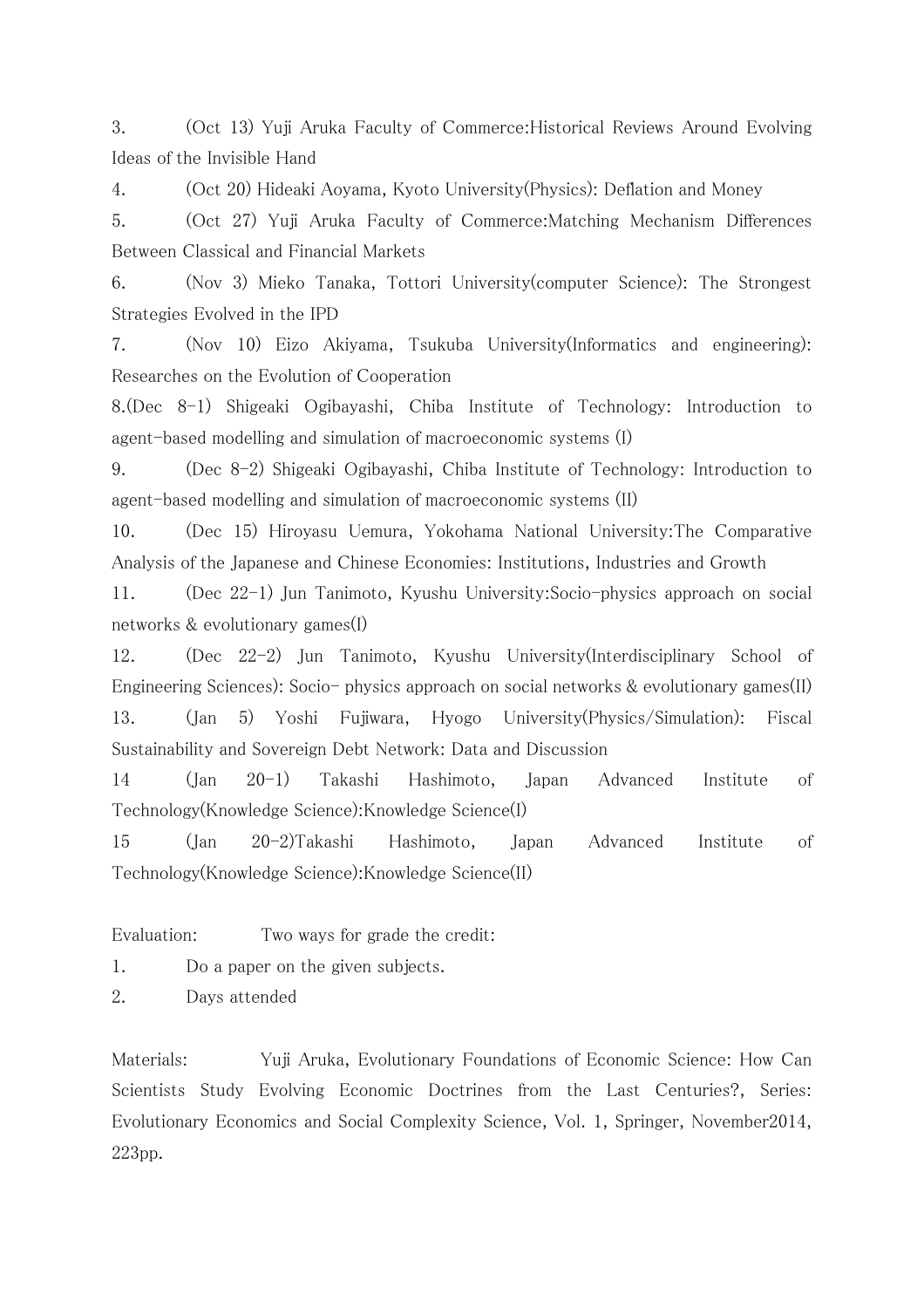3. (Oct 13) Yuji Aruka Faculty of Commerce:Historical Reviews Around Evolving Ideas of the Invisible Hand

4. (Oct 20) Hideaki Aoyama, Kyoto University(Physics): Deflation and Money

5. (Oct 27) Yuji Aruka Faculty of Commerce:Matching Mechanism Differences Between Classical and Financial Markets

6. (Nov 3) Mieko Tanaka, Tottori University(computer Science): The Strongest Strategies Evolved in the IPD

7. (Nov 10) Eizo Akiyama, Tsukuba University(Informatics and engineering): Researches on the Evolution of Cooperation

8.(Dec 8-1) Shigeaki Ogibayashi, Chiba Institute of Technology: Introduction to agent-based modelling and simulation of macroeconomic systems (I)

9. (Dec 8-2) Shigeaki Ogibayashi, Chiba Institute of Technology: Introduction to agent-based modelling and simulation of macroeconomic systems (II)

10. (Dec 15) Hiroyasu Uemura, Yokohama National University:The Comparative Analysis of the Japanese and Chinese Economies: Institutions, Industries and Growth

11. (Dec 22-1) Jun Tanimoto, Kyushu University:Socio-physics approach on social networks & evolutionary games(I)

12. (Dec 22-2) Jun Tanimoto, Kyushu University(Interdisciplinary School of Engineering Sciences): Socio- physics approach on social networks & evolutionary games(II)

13. (Jan 5) Yoshi Fujiwara, Hyogo University(Physics/Simulation): Fiscal Sustainability and Sovereign Debt Network: Data and Discussion

14 (Jan 20-1) Takashi Hashimoto, Japan Advanced Institute of Technology(Knowledge Science):Knowledge Science(I)

15 (Jan 20-2)Takashi Hashimoto, Japan Advanced Institute of Technology(Knowledge Science):Knowledge Science(II)

Evaluation: Two ways for grade the credit:

1. Do a paper on the given subjects.
2. Days attended

Materials: Yuji Aruka, Evolutionary Foundations of Economic Science: How Can Scientists Study Evolving Economic Doctrines from the Last Centuries?, Series: Evolutionary Economics and Social Complexity Science, Vol. 1, Springer, November2014, 223pp.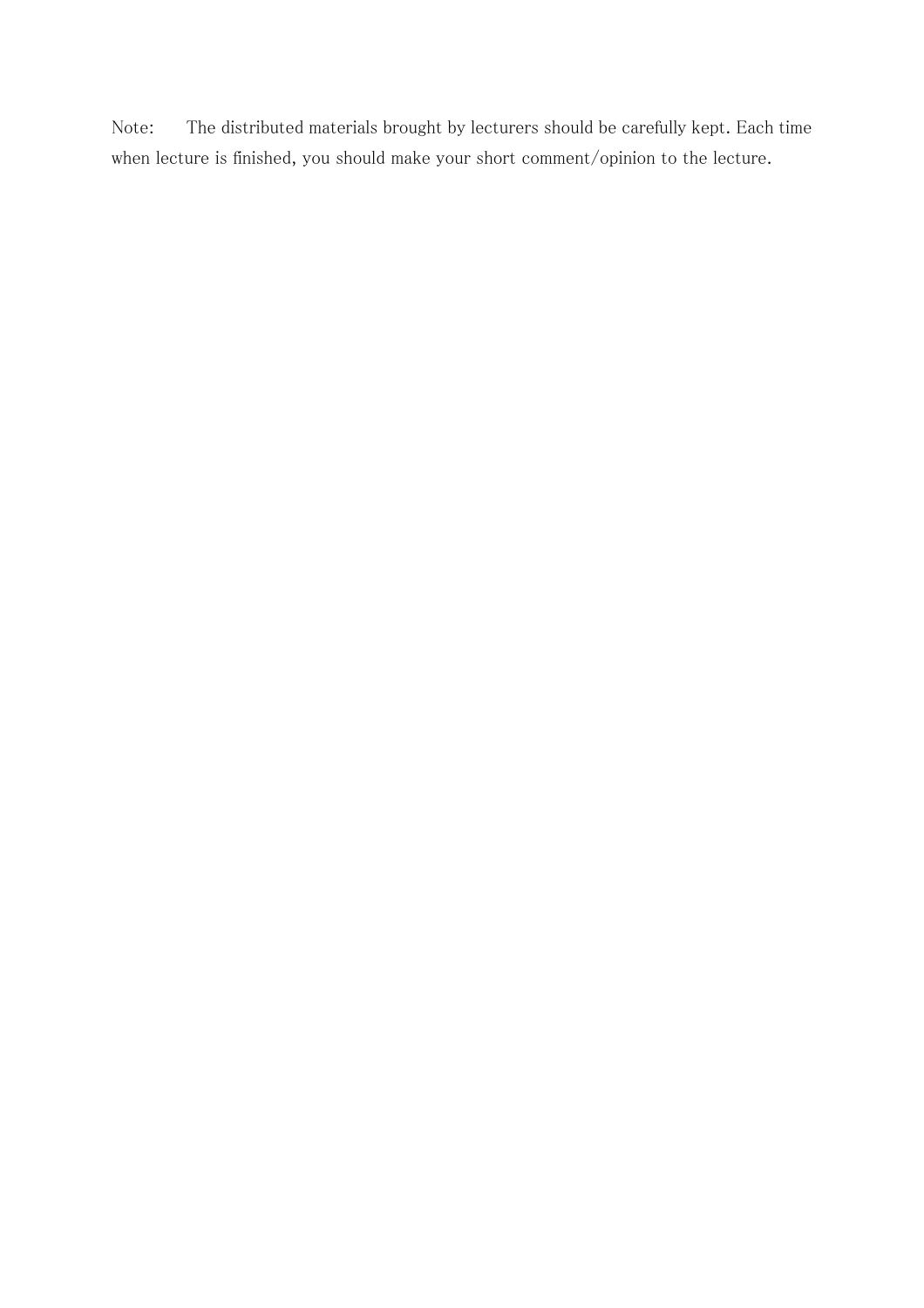Note: The distributed materials brought by lecturers should be carefully kept. Each time when lecture is finished, you should make your short comment/opinion to the lecture.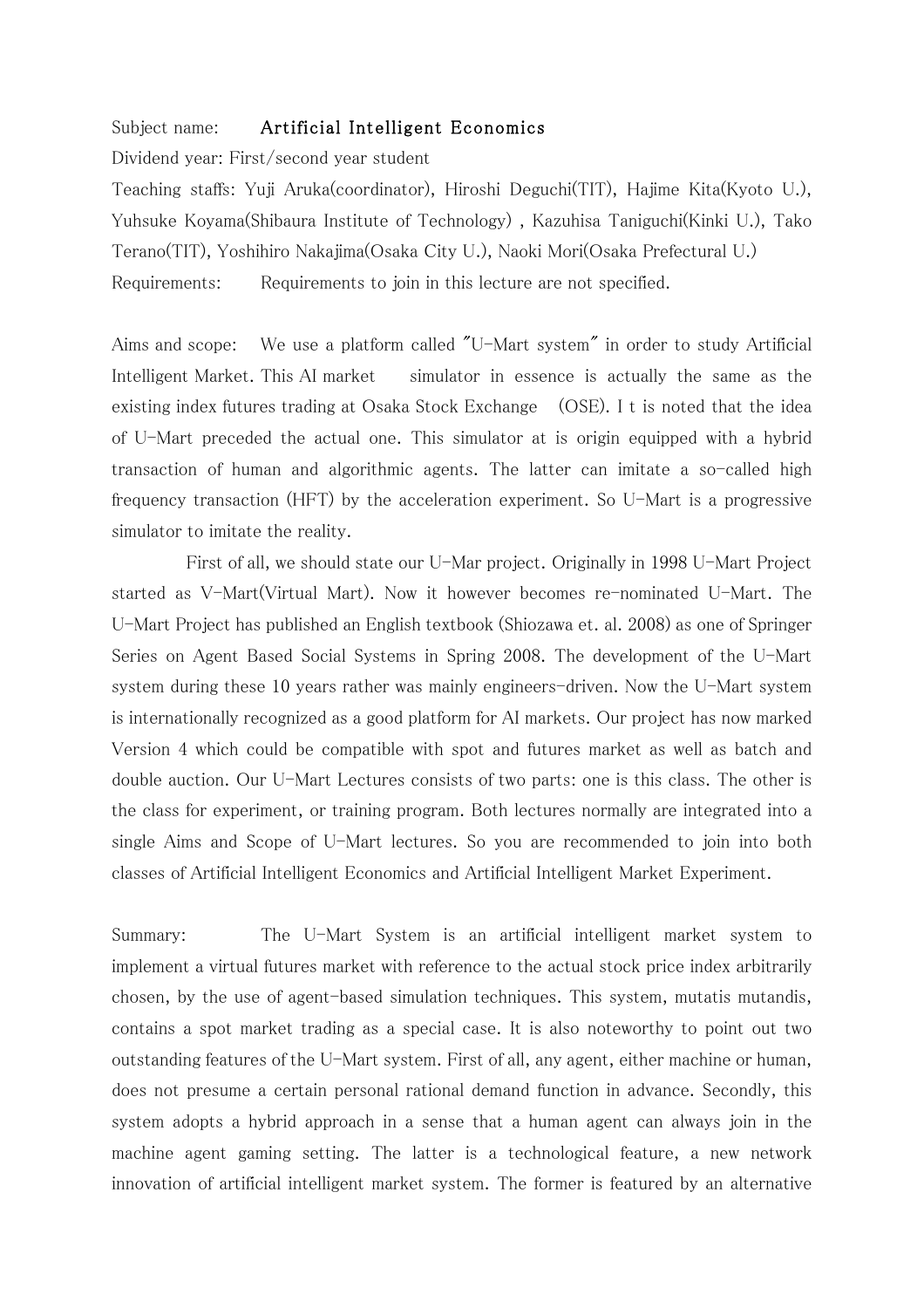Subject name: **Artificial Intelligent Economics**

Dividend year: First/second year student

Teaching staffs: Yuji Aruka(coordinator), Hiroshi Deguchi(TIT), Hajime Kita(Kyoto U.), Yuhsuke Koyama(Shibaura Institute of Technology) , Kazuhisa Taniguchi(Kinki U.), Tako Terano(TIT), Yoshihiro Nakajima(Osaka City U.), Naoki Mori(Osaka Prefectural U.)

Requirements: Requirements to join in this lecture are not specified.

Aims and scope: We use a platform called "U-Mart system" in order to study Artificial Intelligent Market. This AI market simulator in essence is actually the same as the existing index futures trading at Osaka Stock Exchange (OSE). I t is noted that the idea of U-Mart preceded the actual one. This simulator at is origin equipped with a hybrid transaction of human and algorithmic agents. The latter can imitate a so-called high frequency transaction (HFT) by the acceleration experiment. So U-Mart is a progressive simulator to imitate the reality.

First of all, we should state our U-Mar project. Originally in 1998 U-Mart Project started as V-Mart(Virtual Mart). Now it however becomes re-nominated U-Mart. The U-Mart Project has published an English textbook (Shiozawa et. al. 2008) as one of Springer Series on Agent Based Social Systems in Spring 2008. The development of the U-Mart system during these 10 years rather was mainly engineers-driven. Now the U-Mart system is internationally recognized as a good platform for AI markets. Our project has now marked Version 4 which could be compatible with spot and futures market as well as batch and double auction. Our U-Mart Lectures consists of two parts: one is this class. The other is the class for experiment, or training program. Both lectures normally are integrated into a single Aims and Scope of U-Mart lectures. So you are recommended to join into both classes of Artificial Intelligent Economics and Artificial Intelligent Market Experiment.

Summary: The U-Mart System is an artificial intelligent market system to implement a virtual futures market with reference to the actual stock price index arbitrarily chosen, by the use of agent-based simulation techniques. This system, mutatis mutandis, contains a spot market trading as a special case. It is also noteworthy to point out two outstanding features of the U-Mart system. First of all, any agent, either machine or human, does not presume a certain personal rational demand function in advance. Secondly, this system adopts a hybrid approach in a sense that a human agent can always join in the machine agent gaming setting. The latter is a technological feature, a new network innovation of artificial intelligent market system. The former is featured by an alternative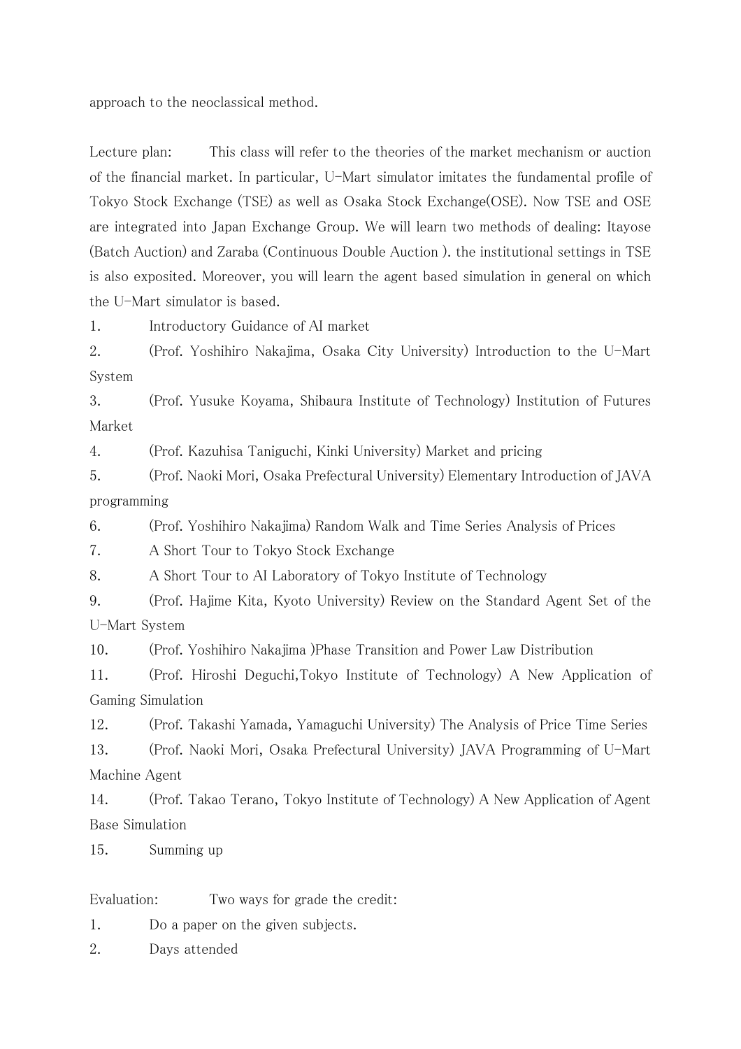approach to the neoclassical method.

Lecture plan: This class will refer to the theories of the market mechanism or auction of the financial market. In particular, U-Mart simulator imitates the fundamental profile of Tokyo Stock Exchange (TSE) as well as Osaka Stock Exchange(OSE). Now TSE and OSE are integrated into Japan Exchange Group. We will learn two methods of dealing: Itayose (Batch Auction) and Zaraba (Continuous Double Auction ). the institutional settings in TSE is also exposited. Moreover, you will learn the agent based simulation in general on which the U-Mart simulator is based.

1. Introductory Guidance of AI market
2. (Prof. Yoshihiro Nakajima, Osaka City University) Introduction to the U-Mart System
3. (Prof. Yusuke Koyama, Shibaura Institute of Technology) Institution of Futures Market
4. (Prof. Kazuhisa Taniguchi, Kinki University) Market and pricing
5. (Prof. Naoki Mori, Osaka Prefectural University) Elementary Introduction of JAVA programming
6. (Prof. Yoshihiro Nakajima) Random Walk and Time Series Analysis of Prices
7. A Short Tour to Tokyo Stock Exchange
8. A Short Tour to AI Laboratory of Tokyo Institute of Technology
9. (Prof. Hajime Kita, Kyoto University) Review on the Standard Agent Set of the U-Mart System
10. (Prof. Yoshihiro Nakajima )Phase Transition and Power Law Distribution
11. (Prof. Hiroshi Deguchi,Tokyo Institute of Technology) A New Application of Gaming Simulation
12. (Prof. Takashi Yamada, Yamaguchi University) The Analysis of Price Time Series
13. (Prof. Naoki Mori, Osaka Prefectural University) JAVA Programming of U-Mart Machine Agent
14. (Prof. Takao Terano, Tokyo Institute of Technology) A New Application of Agent Base Simulation
15. Summing up

Evaluation: Two ways for grade the credit:

1. Do a paper on the given subjects.
2. Days attended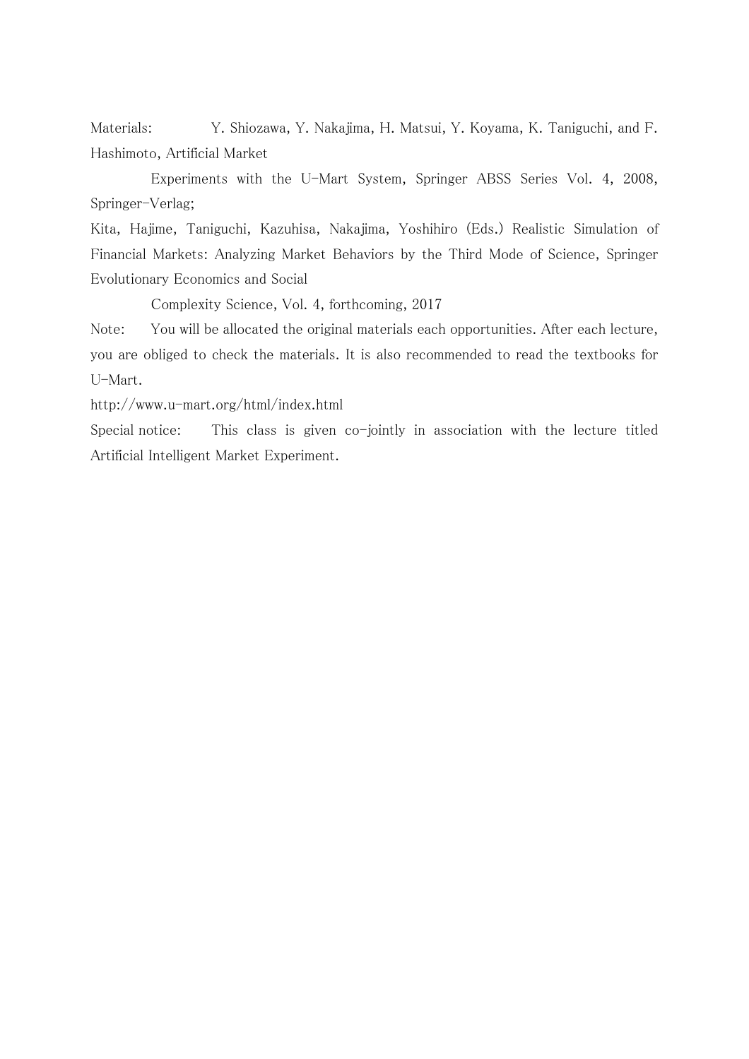Materials: Y. Shiozawa, Y. Nakajima, H. Matsui, Y. Koyama, K. Taniguchi, and F. Hashimoto, Artificial Market

Experiments with the U-Mart System, Springer ABSS Series Vol. 4, 2008, Springer-Verlag;

Kita, Hajime, Taniguchi, Kazuhisa, Nakajima, Yoshihiro (Eds.) Realistic Simulation of Financial Markets: Analyzing Market Behaviors by the Third Mode of Science, Springer Evolutionary Economics and Social

Complexity Science, Vol. 4, forthcoming, 2017

Note: You will be allocated the original materials each opportunities. After each lecture, you are obliged to check the materials. It is also recommended to read the textbooks for U-Mart.

http://www.u-mart.org/html/index.html

Special notice: This class is given co-jointly in association with the lecture titled Artificial Intelligent Market Experiment.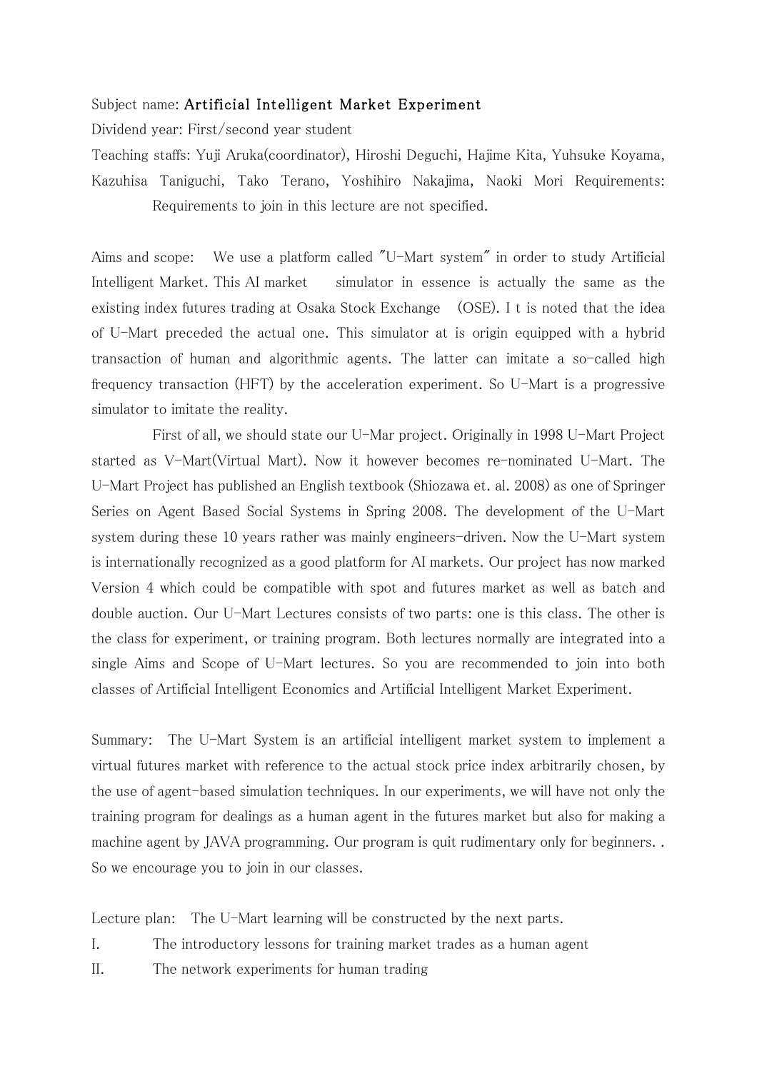Subject name: **Artificial Intelligent Market Experiment**

Dividend year: First/second year student

Teaching staffs: Yuji Aruka(coordinator), Hiroshi Deguchi, Hajime Kita, Yuhsuke Koyama, Kazuhisa Taniguchi, Tako Terano, Yoshihiro Nakajima, Naoki Mori Requirements:

Requirements to join in this lecture are not specified.

Aims and scope: We use a platform called "U-Mart system" in order to study Artificial Intelligent Market. This AI market simulator in essence is actually the same as the existing index futures trading at Osaka Stock Exchange (OSE). I t is noted that the idea of U-Mart preceded the actual one. This simulator at is origin equipped with a hybrid transaction of human and algorithmic agents. The latter can imitate a so-called high frequency transaction (HFT) by the acceleration experiment. So U-Mart is a progressive simulator to imitate the reality.

First of all, we should state our U-Mar project. Originally in 1998 U-Mart Project started as V-Mart(Virtual Mart). Now it however becomes re-nominated U-Mart. The U-Mart Project has published an English textbook (Shiozawa et. al. 2008) as one of Springer Series on Agent Based Social Systems in Spring 2008. The development of the U-Mart system during these 10 years rather was mainly engineers-driven. Now the U-Mart system is internationally recognized as a good platform for AI markets. Our project has now marked Version 4 which could be compatible with spot and futures market as well as batch and double auction. Our U-Mart Lectures consists of two parts: one is this class. The other is the class for experiment, or training program. Both lectures normally are integrated into a single Aims and Scope of U-Mart lectures. So you are recommended to join into both classes of Artificial Intelligent Economics and Artificial Intelligent Market Experiment.

Summary: The U-Mart System is an artificial intelligent market system to implement a virtual futures market with reference to the actual stock price index arbitrarily chosen, by the use of agent-based simulation techniques. In our experiments, we will have not only the training program for dealings as a human agent in the futures market but also for making a machine agent by JAVA programming. Our program is quit rudimentary only for beginners. . So we encourage you to join in our classes.

Lecture plan: The U-Mart learning will be constructed by the next parts.

I. The introductory lessons for training market trades as a human agent

II. The network experiments for human trading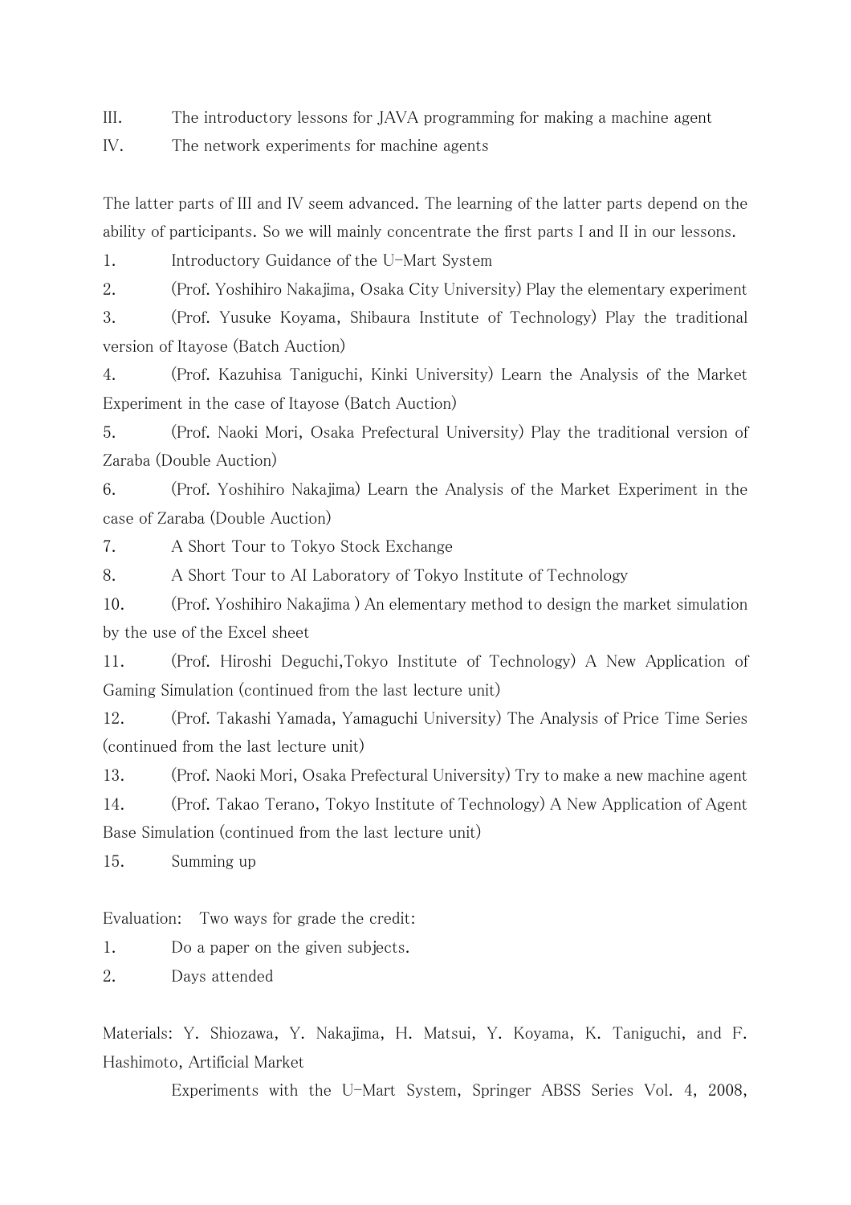III. The introductory lessons for JAVA programming for making a machine agent

IV. The network experiments for machine agents

The latter parts of III and IV seem advanced. The learning of the latter parts depend on the ability of participants. So we will mainly concentrate the first parts I and II in our lessons.

1. Introductory Guidance of the U-Mart System
2. (Prof. Yoshihiro Nakajima, Osaka City University) Play the elementary experiment
3. (Prof. Yusuke Koyama, Shibaura Institute of Technology) Play the traditional version of Itayose (Batch Auction)
4. (Prof. Kazuhisa Taniguchi, Kinki University) Learn the Analysis of the Market Experiment in the case of Itayose (Batch Auction)
5. (Prof. Naoki Mori, Osaka Prefectural University) Play the traditional version of Zaraba (Double Auction)
6. (Prof. Yoshihiro Nakajima) Learn the Analysis of the Market Experiment in the case of Zaraba (Double Auction)
7. A Short Tour to Tokyo Stock Exchange
8. A Short Tour to AI Laboratory of Tokyo Institute of Technology

10. (Prof. Yoshihiro Nakajima ) An elementary method to design the market simulation by the use of the Excel sheet

11. (Prof. Hiroshi Deguchi,Tokyo Institute of Technology) A New Application of Gaming Simulation (continued from the last lecture unit)

12. (Prof. Takashi Yamada, Yamaguchi University) The Analysis of Price Time Series (continued from the last lecture unit)

13. (Prof. Naoki Mori, Osaka Prefectural University) Try to make a new machine agent

14. (Prof. Takao Terano, Tokyo Institute of Technology) A New Application of Agent Base Simulation (continued from the last lecture unit)

15. Summing up

Evaluation: Two ways for grade the credit:

1. Do a paper on the given subjects.
2. Days attended

Materials: Y. Shiozawa, Y. Nakajima, H. Matsui, Y. Koyama, K. Taniguchi, and F. Hashimoto, Artificial Market

Experiments with the U-Mart System, Springer ABSS Series Vol. 4, 2008,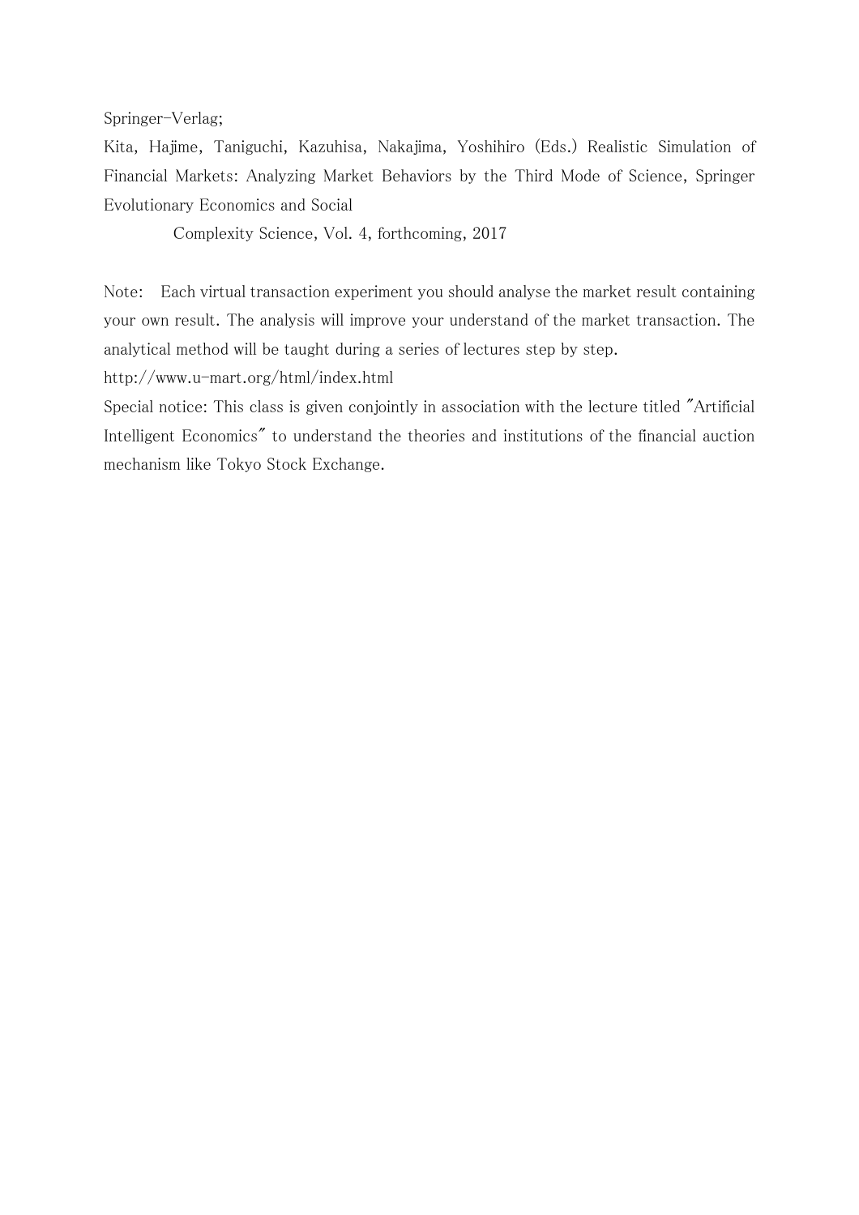Springer-Verlag;

Kita, Hajime, Taniguchi, Kazuhisa, Nakajima, Yoshihiro (Eds.) Realistic Simulation of Financial Markets: Analyzing Market Behaviors by the Third Mode of Science, Springer Evolutionary Economics and Social

Complexity Science, Vol. 4, forthcoming, 2017

Note: Each virtual transaction experiment you should analyse the market result containing your own result. The analysis will improve your understand of the market transaction. The analytical method will be taught during a series of lectures step by step.

http://www.u-mart.org/html/index.html

Special notice: This class is given conjointly in association with the lecture titled "Artificial Intelligent Economics" to understand the theories and institutions of the financial auction mechanism like Tokyo Stock Exchange.